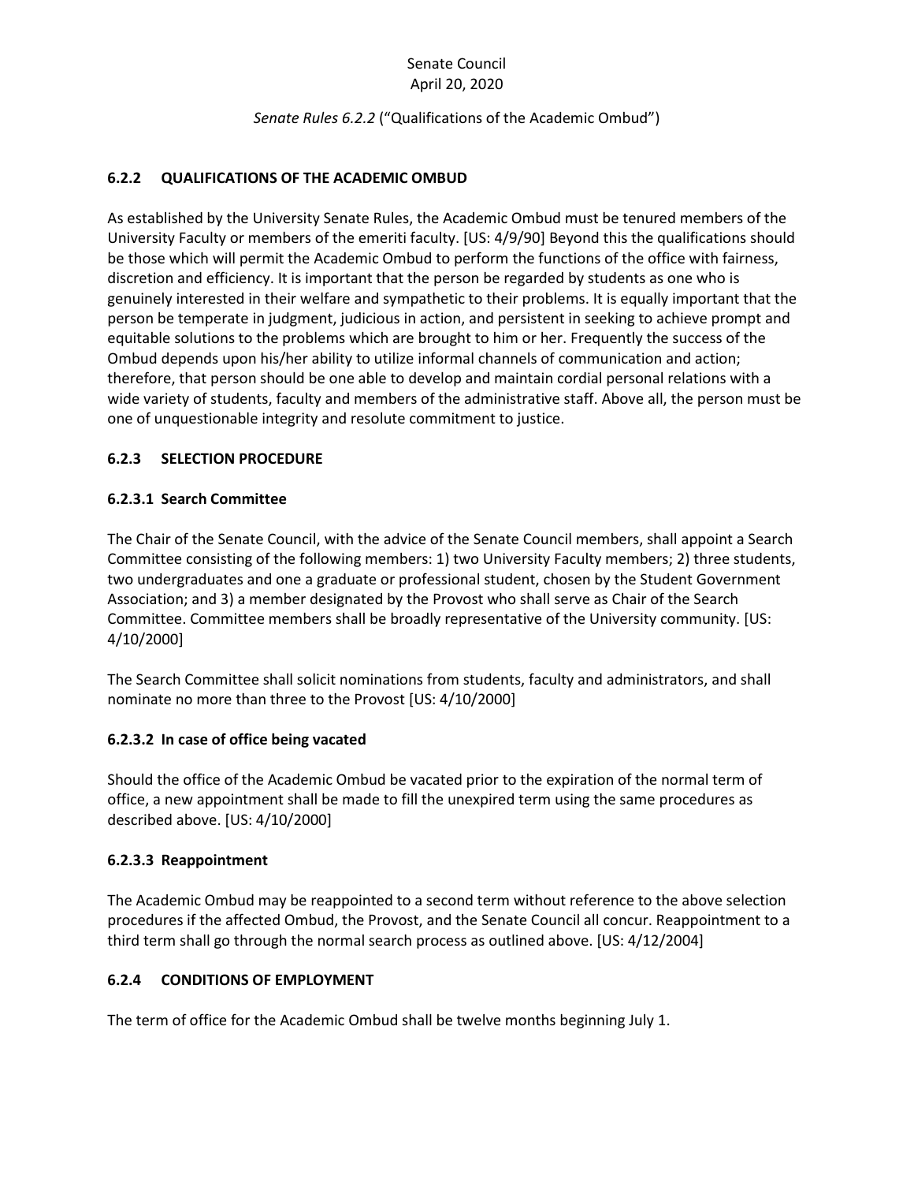Senate Council
April 20, 2020

*Senate Rules 6.2.2* ("Qualifications of the Academic Ombud")

### 6.2.2 QUALIFICATIONS OF THE ACADEMIC OMBUD

As established by the University Senate Rules, the Academic Ombud must be tenured members of the University Faculty or members of the emeriti faculty. [US: 4/9/90] Beyond this the qualifications should be those which will permit the Academic Ombud to perform the functions of the office with fairness, discretion and efficiency. It is important that the person be regarded by students as one who is genuinely interested in their welfare and sympathetic to their problems. It is equally important that the person be temperate in judgment, judicious in action, and persistent in seeking to achieve prompt and equitable solutions to the problems which are brought to him or her. Frequently the success of the Ombud depends upon his/her ability to utilize informal channels of communication and action; therefore, that person should be one able to develop and maintain cordial personal relations with a wide variety of students, faculty and members of the administrative staff. Above all, the person must be one of unquestionable integrity and resolute commitment to justice.

### 6.2.3 SELECTION PROCEDURE

#### 6.2.3.1 Search Committee

The Chair of the Senate Council, with the advice of the Senate Council members, shall appoint a Search Committee consisting of the following members: 1) two University Faculty members; 2) three students, two undergraduates and one a graduate or professional student, chosen by the Student Government Association; and 3) a member designated by the Provost who shall serve as Chair of the Search Committee. Committee members shall be broadly representative of the University community. [US: 4/10/2000]

The Search Committee shall solicit nominations from students, faculty and administrators, and shall nominate no more than three to the Provost [US: 4/10/2000]

#### 6.2.3.2 In case of office being vacated

Should the office of the Academic Ombud be vacated prior to the expiration of the normal term of office, a new appointment shall be made to fill the unexpired term using the same procedures as described above. [US: 4/10/2000]

#### 6.2.3.3 Reappointment

The Academic Ombud may be reappointed to a second term without reference to the above selection procedures if the affected Ombud, the Provost, and the Senate Council all concur. Reappointment to a third term shall go through the normal search process as outlined above. [US: 4/12/2004]

### 6.2.4 CONDITIONS OF EMPLOYMENT

The term of office for the Academic Ombud shall be twelve months beginning July 1.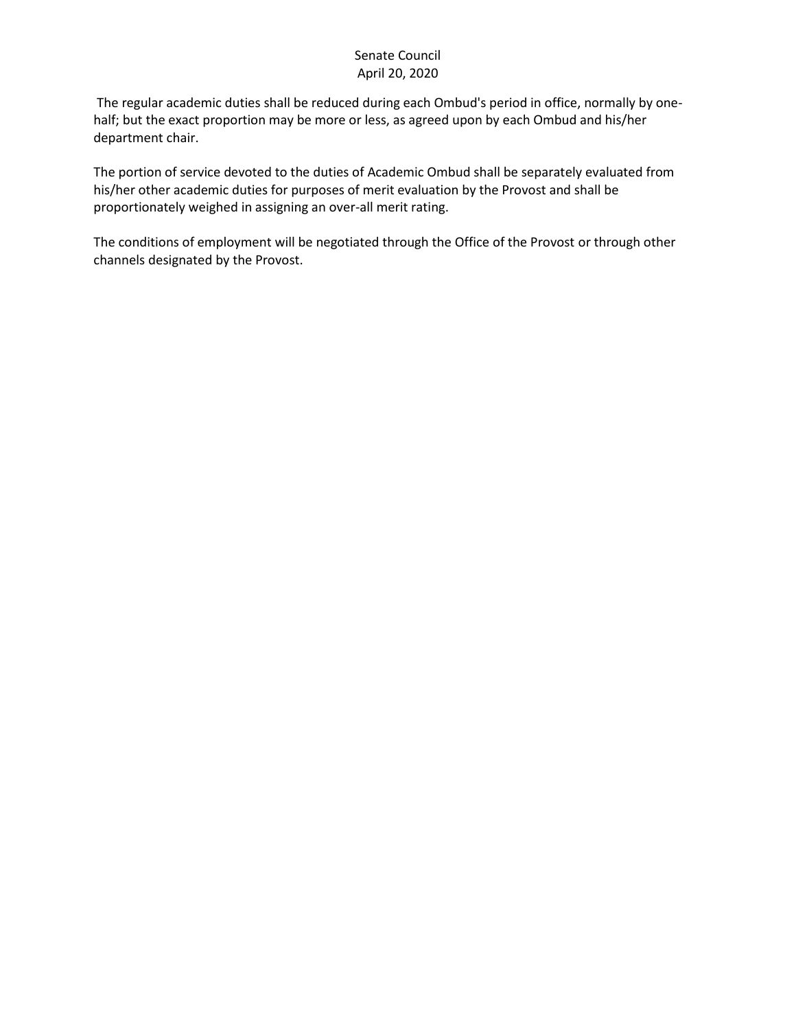The regular academic duties shall be reduced during each Ombud's period in office, normally by one-half; but the exact proportion may be more or less, as agreed upon by each Ombud and his/her department chair.

The portion of service devoted to the duties of Academic Ombud shall be separately evaluated from his/her other academic duties for purposes of merit evaluation by the Provost and shall be proportionately weighed in assigning an over-all merit rating.

The conditions of employment will be negotiated through the Office of the Provost or through other channels designated by the Provost.